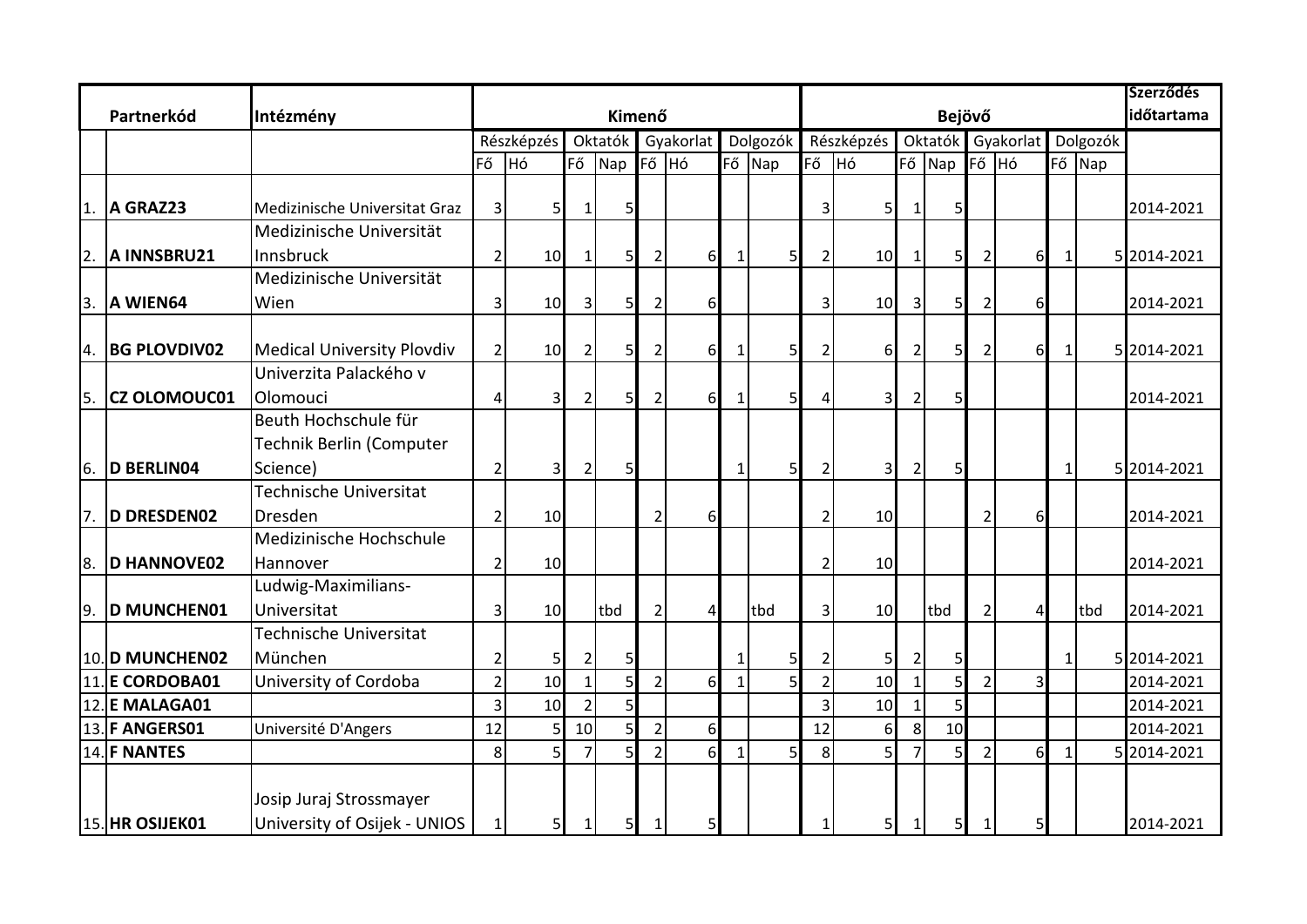| | Partnerkód | Intézmény | Kimenő | | | | | | | | Bejövő | | | | | | | | Szerződés időtartama |
|---|---|---|---|---|---|---|---|---|---|---|---|---|---|---|---|---|---|---|---|
| | | | Részképzés | | Oktatók | | Gyakorlat | | Dolgozók | | Részképzés | | Oktatók | | Gyakorlat | | Dolgozók | | |
| | | | Fő | Hó | Fő | Nap | Fő | Hó | Fő | Nap | Fő | Hó | Fő | Nap | Fő | Hó | Fő | Nap | |
| 1. | **A GRAZ23** | Medizinische Universitat Graz | 3 | 5 | 1 | 5 | | | | | 3 | 5 | 1 | 5 | | | | | 2014-2021 |
| 2. | **A INNSBRU21** | Medizinische Universität Innsbruck | 2 | 10 | 1 | 5 | 2 | 6 | 1 | 5 | 2 | 10 | 1 | 5 | 2 | 6 | 1 | 5 | 2014-2021 |
| 3. | **A WIEN64** | Medizinische Universität Wien | 3 | 10 | 3 | 5 | 2 | 6 | | | 3 | 10 | 3 | 5 | 2 | 6 | | | 2014-2021 |
| 4. | **BG PLOVDIV02** | Medical University Plovdiv | 2 | 10 | 2 | 5 | 2 | 6 | 1 | 5 | 2 | 6 | 2 | 5 | 2 | 6 | 1 | 5 | 2014-2021 |
| 5. | **CZ OLOMOUC01** | Univerzita Palackého v Olomouci | 4 | 3 | 2 | 5 | 2 | 6 | 1 | 5 | 4 | 3 | 2 | 5 | | | | | 2014-2021 |
| 6. | **D BERLIN04** | Beuth Hochschule für Technik Berlin (Computer Science) | 2 | 3 | 2 | 5 | | | 1 | 5 | 2 | 3 | 2 | 5 | | | 1 | 5 | 2014-2021 |
| 7. | **D DRESDEN02** | Technische Universitat Dresden | 2 | 10 | | | 2 | 6 | | | 2 | 10 | | | 2 | 6 | | | 2014-2021 |
| 8. | **D HANNOVE02** | Medizinische Hochschule Hannover | 2 | 10 | | | | | | | 2 | 10 | | | | | | | 2014-2021 |
| 9. | **D MUNCHEN01** | Ludwig-Maximilians-Universitat | 3 | 10 | | tbd | 2 | 4 | | tbd | 3 | 10 | | tbd | 2 | 4 | | tbd | 2014-2021 |
| 10. | **D MUNCHEN02** | Technische Universitat München | 2 | 5 | 2 | 5 | | | 1 | 5 | 2 | 5 | 2 | 5 | | | 1 | 5 | 2014-2021 |
| 11. | **E CORDOBA01** | University of Cordoba | 2 | 10 | 1 | 5 | 2 | 6 | 1 | 5 | 2 | 10 | 1 | 5 | 2 | 3 | | | 2014-2021 |
| 12. | **E MALAGA01** | | 3 | 10 | 2 | 5 | | | | | 3 | 10 | 1 | 5 | | | | | 2014-2021 |
| 13. | **F ANGERS01** | Université D'Angers | 12 | 5 | 10 | 5 | 2 | 6 | | | 12 | 6 | 8 | 10 | | | | | 2014-2021 |
| 14. | **F NANTES** | | 8 | 5 | 7 | 5 | 2 | 6 | 1 | 5 | 8 | 5 | 7 | 5 | 2 | 6 | 1 | 5 | 2014-2021 |
| 15. | **HR OSIJEK01** | Josip Juraj Strossmayer University of Osijek - UNIOS | 1 | 5 | 1 | 5 | 1 | 5 | | | 1 | 5 | 1 | 5 | 1 | 5 | | | 2014-2021 |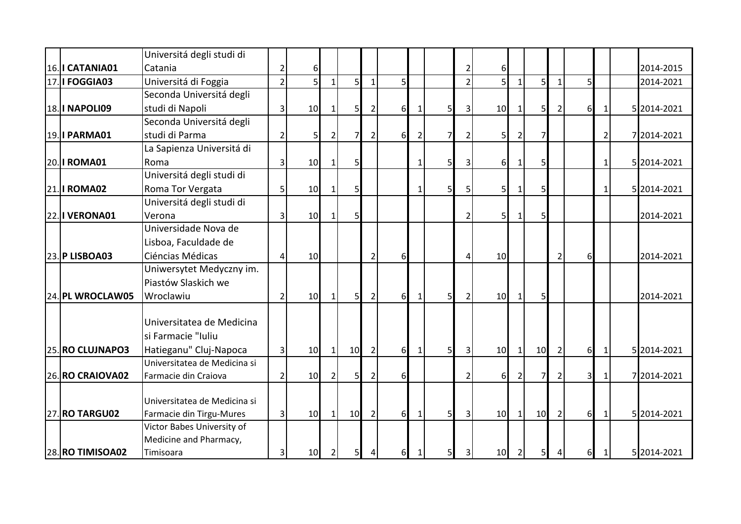| | | | | | | | | | | | | | | | | | | | |
|---|---|---|---|---|---|---|---|---|---|---|---|---|---|---|---|---|---|---|---|
| 16. | **I CATANIA01** | Universitá degli studi di Catania | 2 | 6 | | | | | | | 2 | 6 | | | | | | | 2014-2015 |
| 17. | **I FOGGIA03** | Universitá di Foggia | 2 | 5 | 1 | 5 | 1 | 5 | | | 2 | 5 | 1 | 5 | 1 | 5 | | | 2014-2021 |
| 18. | **I NAPOLI09** | Seconda Universitá degli studi di Napoli | 3 | 10 | 1 | 5 | 2 | 6 | 1 | 5 | 3 | 10 | 1 | 5 | 2 | 6 | 1 | 5 | 2014-2021 |
| 19. | **I PARMA01** | Seconda Universitá degli studi di Parma | 2 | 5 | 2 | 7 | 2 | 6 | 2 | 7 | 2 | 5 | 2 | 7 | | | 2 | 7 | 2014-2021 |
| 20. | **I ROMA01** | La Sapienza Universitá di Roma | 3 | 10 | 1 | 5 | | | 1 | 5 | 3 | 6 | 1 | 5 | | | 1 | 5 | 2014-2021 |
| 21. | **I ROMA02** | Universitá degli studi di Roma Tor Vergata | 5 | 10 | 1 | 5 | | | 1 | 5 | 5 | 5 | 1 | 5 | | | 1 | 5 | 2014-2021 |
| 22. | **I VERONA01** | Universitá degli studi di Verona | 3 | 10 | 1 | 5 | | | | | 2 | 5 | 1 | 5 | | | | | 2014-2021 |
| 23. | **P LISBOA03** | Universidade Nova de Lisboa, Faculdade de Ciéncias Médicas | 4 | 10 | | | 2 | 6 | | | 4 | 10 | | | 2 | 6 | | | 2014-2021 |
| 24. | **PL WROCLAW05** | Uniwersytet Medyczny im. Piastów Slaskich we Wroclawiu | 2 | 10 | 1 | 5 | 2 | 6 | 1 | 5 | 2 | 10 | 1 | 5 | | | | | 2014-2021 |
| 25. | **RO CLUJNAPO3** | Universitatea de Medicina si Farmacie "Iuliu Hatieganu" Cluj-Napoca | 3 | 10 | 1 | 10 | 2 | 6 | 1 | 5 | 3 | 10 | 1 | 10 | 2 | 6 | 1 | 5 | 2014-2021 |
| 26. | **RO CRAIOVA02** | Universitatea de Medicina si Farmacie din Craiova | 2 | 10 | 2 | 5 | 2 | 6 | | | 2 | 6 | 2 | 7 | 2 | 3 | 1 | 7 | 2014-2021 |
| 27. | **RO TARGU02** | Universitatea de Medicina si Farmacie din Tirgu-Mures | 3 | 10 | 1 | 10 | 2 | 6 | 1 | 5 | 3 | 10 | 1 | 10 | 2 | 6 | 1 | 5 | 2014-2021 |
| 28. | **RO TIMISOA02** | Victor Babes University of Medicine and Pharmacy, Timisoara | 3 | 10 | 2 | 5 | 4 | 6 | 1 | 5 | 3 | 10 | 2 | 5 | 4 | 6 | 1 | 5 | 2014-2021 |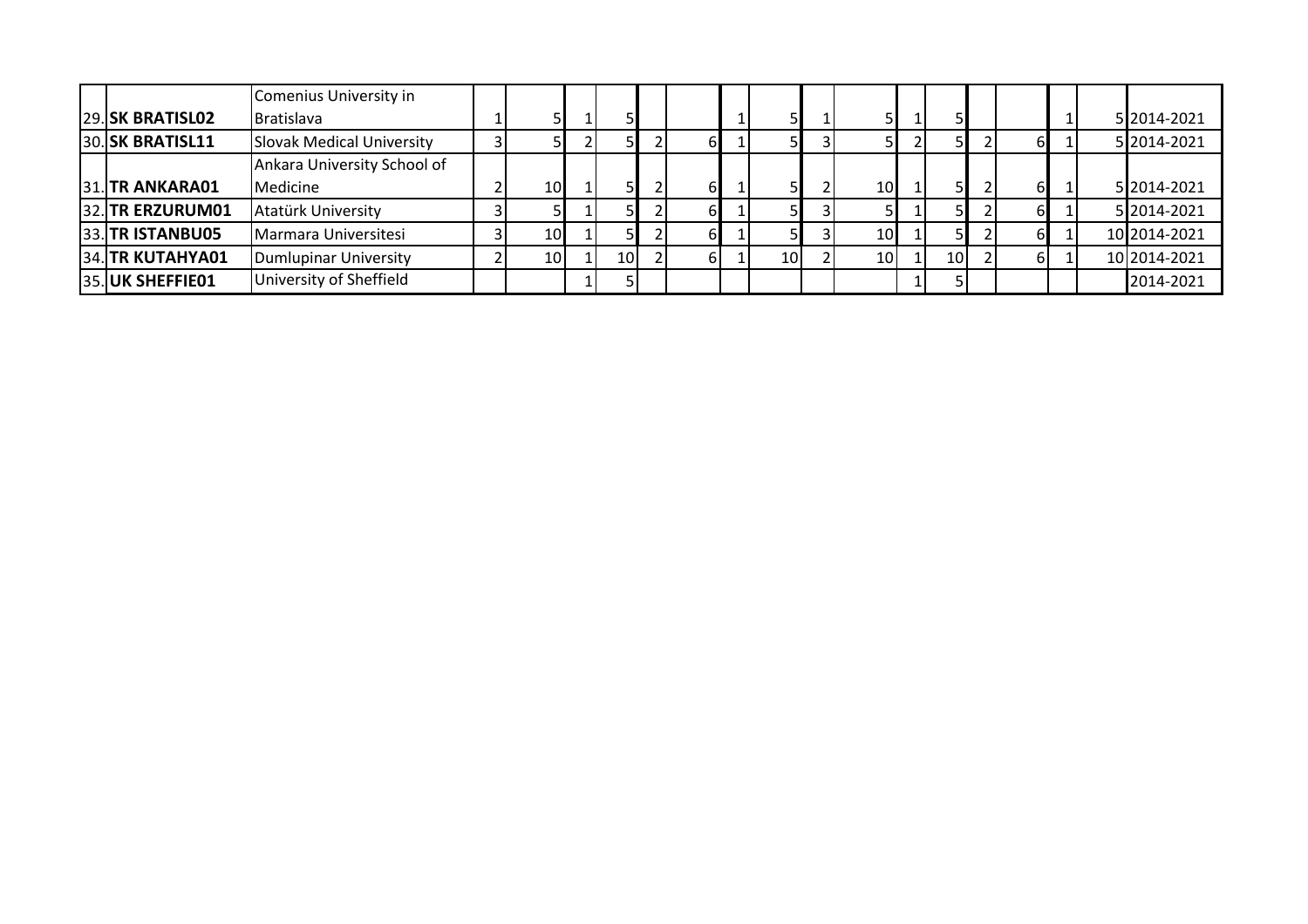| | | | | | | | | | | | | | | | | | | |
|---|---|---|---|---|---|---|---|---|---|---|---|---|---|---|---|---|---|---|
| 29. | **SK BRATISL02** | Comenius University in Bratislava | 1 | 5 | 1 | 5 | | | 1 | 5 | 1 | 5 | 1 | 5 | | | 1 | 5 | 2014-2021 |
| 30. | **SK BRATISL11** | Slovak Medical University | 3 | 5 | 2 | 5 | 2 | 6 | 1 | 5 | 3 | 5 | 2 | 5 | 2 | 6 | 1 | 5 | 2014-2021 |
| 31. | **TR ANKARA01** | Ankara University School of Medicine | 2 | 10 | 1 | 5 | 2 | 6 | 1 | 5 | 2 | 10 | 1 | 5 | 2 | 6 | 1 | 5 | 2014-2021 |
| 32. | **TR ERZURUM01** | Atatürk University | 3 | 5 | 1 | 5 | 2 | 6 | 1 | 5 | 3 | 5 | 1 | 5 | 2 | 6 | 1 | 5 | 2014-2021 |
| 33. | **TR ISTANBU05** | Marmara Universitesi | 3 | 10 | 1 | 5 | 2 | 6 | 1 | 5 | 3 | 10 | 1 | 5 | 2 | 6 | 1 | 10 | 2014-2021 |
| 34. | **TR KUTAHYA01** | Dumlupinar University | 2 | 10 | 1 | 10 | 2 | 6 | 1 | 10 | 2 | 10 | 1 | 10 | 2 | 6 | 1 | 10 | 2014-2021 |
| 35. | **UK SHEFFIE01** | University of Sheffield | | | 1 | 5 | | | | | | | 1 | 5 | | | | | 2014-2021 |